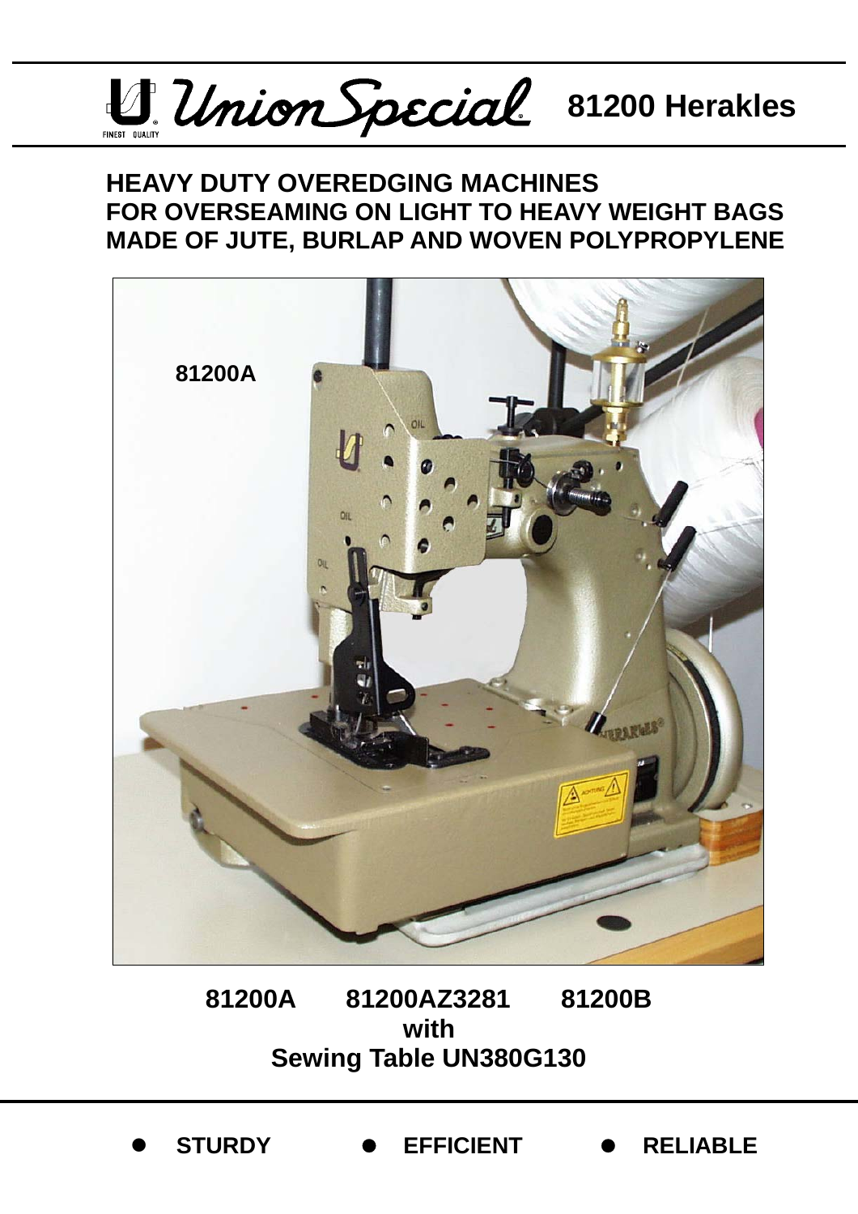# Union Special 81200 Herakles

## HEAVY DUTY OVEREDGING MACHINES FOR OVERSEAMING ON LIGHT TO HEAVY WEIGHT BAGS MADE OF JUTE, BURLAP AND WOVEN POLYPROPYLENE

81200A

**81200A 81200AZ3281 81200B**
**with**
**Sewing Table UN380G130**

- **STURDY**
- **EFFICIENT**
- **RELIABLE**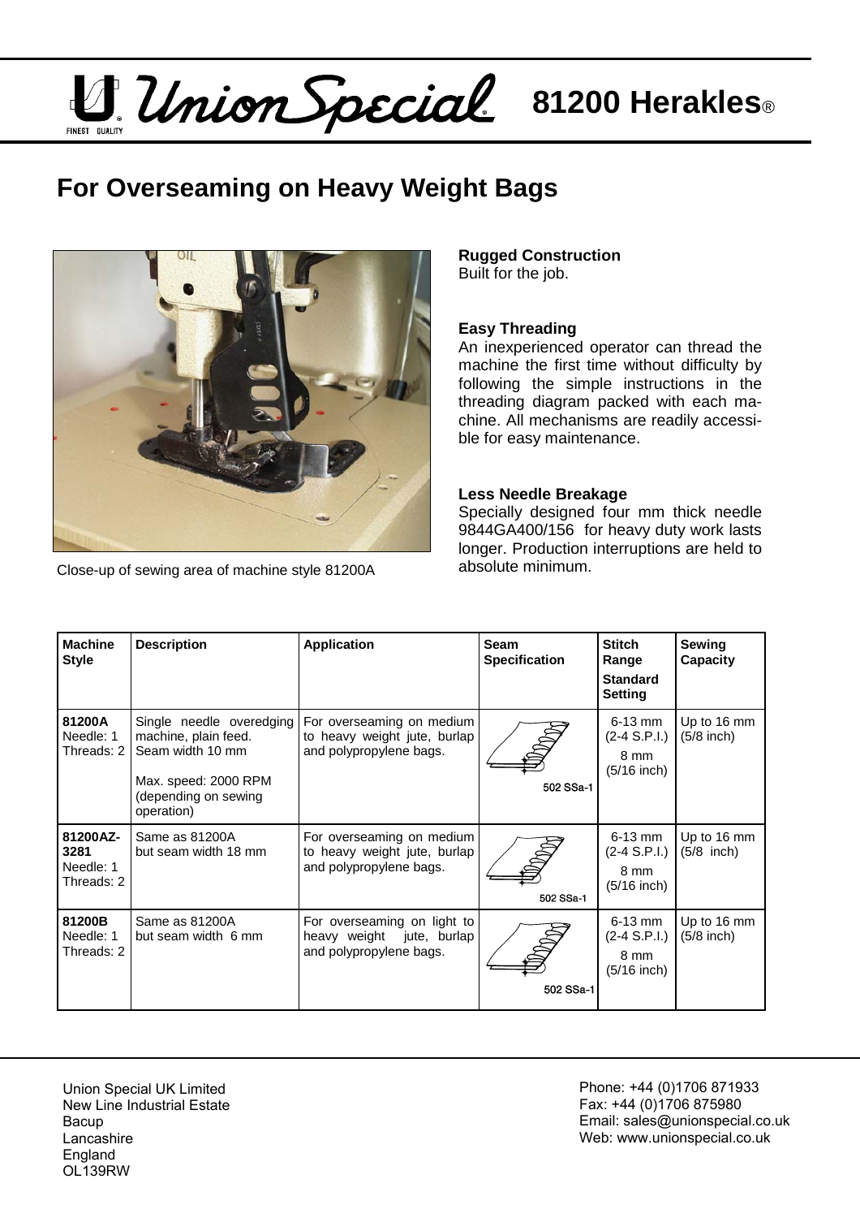Union Special **81200 Herakles®**

# For Overseaming on Heavy Weight Bags

Close-up of sewing area of machine style 81200A

**Rugged Construction**
Built for the job.

**Easy Threading**
An inexperienced operator can thread the machine the first time without difficulty by following the simple instructions in the threading diagram packed with each machine. All mechanisms are readily accessible for easy maintenance.

**Less Needle Breakage**
Specially designed four mm thick needle 9844GA400/156 for heavy duty work lasts longer. Production interruptions are held to absolute minimum.

| Machine Style | Description | Application | Seam Specification | Stitch Range Standard Setting | Sewing Capacity |
|---|---|---|---|---|---|
| **81200A** Needle: 1 Threads: 2 | Single needle overedging machine, plain feed. Seam width 10 mm<br><br>Max. speed: 2000 RPM (depending on sewing operation) | For overseaming on medium to heavy weight jute, burlap and polypropylene bags. | 502 SSa-1 | 6-13 mm (2-4 S.P.I.)<br>8 mm (5/16 inch) | Up to 16 mm (5/8 inch) |
| **81200AZ-3281** Needle: 1 Threads: 2 | Same as 81200A but seam width 18 mm | For overseaming on medium to heavy weight jute, burlap and polypropylene bags. | 502 SSa-1 | 6-13 mm (2-4 S.P.I.)<br>8 mm (5/16 inch) | Up to 16 mm (5/8 inch) |
| **81200B** Needle: 1 Threads: 2 | Same as 81200A but seam width 6 mm | For overseaming on light to heavy weight jute, burlap and polypropylene bags. | 502 SSa-1 | 6-13 mm (2-4 S.P.I.)<br>8 mm (5/16 inch) | Up to 16 mm (5/8 inch) |

Union Special UK Limited
New Line Industrial Estate
Bacup
Lancashire
England
OL139RW

Phone: +44 (0)1706 871933
Fax: +44 (0)1706 875980
Email: sales@unionspecial.co.uk
Web: www.unionspecial.co.uk